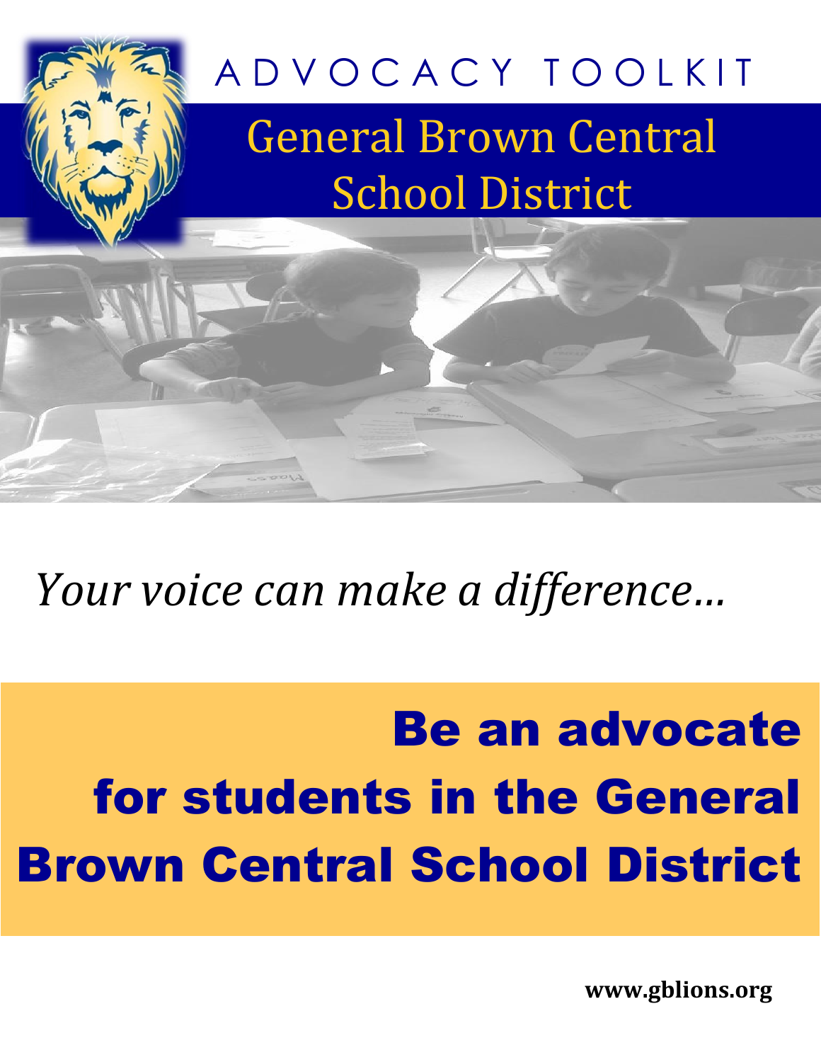# ADVOCACY TOOLKIT

## General Brown Central School District

*Your voice can make a difference…*

**Be an advocate for students in the General Brown Central School District**

**www.gblions.org**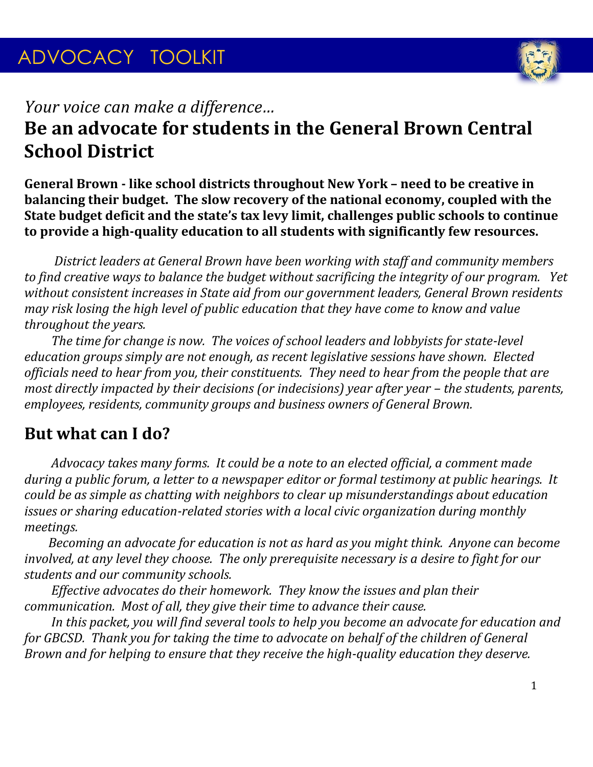# ADVOCACY TOOLKIT

*Your voice can make a difference…*

## Be an advocate for students in the General Brown Central School District

**General Brown - like school districts throughout New York – need to be creative in balancing their budget. The slow recovery of the national economy, coupled with the State budget deficit and the state's tax levy limit, challenges public schools to continue to provide a high-quality education to all students with significantly few resources.**

*District leaders at General Brown have been working with staff and community members to find creative ways to balance the budget without sacrificing the integrity of our program. Yet without consistent increases in State aid from our government leaders, General Brown residents may risk losing the high level of public education that they have come to know and value throughout the years.*

*The time for change is now. The voices of school leaders and lobbyists for state-level education groups simply are not enough, as recent legislative sessions have shown. Elected officials need to hear from you, their constituents. They need to hear from the people that are most directly impacted by their decisions (or indecisions) year after year – the students, parents, employees, residents, community groups and business owners of General Brown.*

## But what can I do?

*Advocacy takes many forms. It could be a note to an elected official, a comment made during a public forum, a letter to a newspaper editor or formal testimony at public hearings. It could be as simple as chatting with neighbors to clear up misunderstandings about education issues or sharing education-related stories with a local civic organization during monthly meetings.*

*Becoming an advocate for education is not as hard as you might think. Anyone can become involved, at any level they choose. The only prerequisite necessary is a desire to fight for our students and our community schools.*

*Effective advocates do their homework. They know the issues and plan their communication. Most of all, they give their time to advance their cause.*

*In this packet, you will find several tools to help you become an advocate for education and for GBCSD. Thank you for taking the time to advocate on behalf of the children of General Brown and for helping to ensure that they receive the high-quality education they deserve.*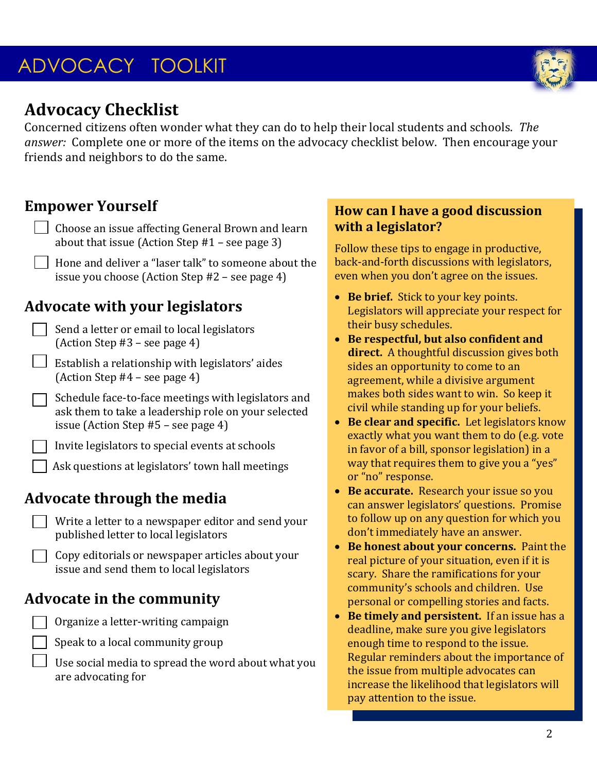# ADVOCACY TOOLKIT

## Advocacy Checklist

Concerned citizens often wonder what they can do to help their local students and schools. *The answer:* Complete one or more of the items on the advocacy checklist below. Then encourage your friends and neighbors to do the same.

### Empower Yourself

- [ ] Choose an issue affecting General Brown and learn about that issue (Action Step #1 – see page 3)
- [ ] Hone and deliver a "laser talk" to someone about the issue you choose (Action Step #2 – see page 4)

### Advocate with your legislators

- [ ] Send a letter or email to local legislators (Action Step #3 – see page 4)
- [ ] Establish a relationship with legislators' aides (Action Step #4 – see page 4)
- [ ] Schedule face-to-face meetings with legislators and ask them to take a leadership role on your selected issue (Action Step #5 – see page 4)
- [ ] Invite legislators to special events at schools
- [ ] Ask questions at legislators' town hall meetings

### Advocate through the media

- [ ] Write a letter to a newspaper editor and send your published letter to local legislators
- [ ] Copy editorials or newspaper articles about your issue and send them to local legislators

### Advocate in the community

- [ ] Organize a letter-writing campaign
- [ ] Speak to a local community group
- [ ] Use social media to spread the word about what you are advocating for

### How can I have a good discussion with a legislator?

Follow these tips to engage in productive, back-and-forth discussions with legislators, even when you don't agree on the issues.

- **Be brief.** Stick to your key points. Legislators will appreciate your respect for their busy schedules.
- **Be respectful, but also confident and direct.** A thoughtful discussion gives both sides an opportunity to come to an agreement, while a divisive argument makes both sides want to win. So keep it civil while standing up for your beliefs.
- **Be clear and specific.** Let legislators know exactly what you want them to do (e.g. vote in favor of a bill, sponsor legislation) in a way that requires them to give you a "yes" or "no" response.
- **Be accurate.** Research your issue so you can answer legislators' questions. Promise to follow up on any question for which you don't immediately have an answer.
- **Be honest about your concerns.** Paint the real picture of your situation, even if it is scary. Share the ramifications for your community's schools and children. Use personal or compelling stories and facts.
- **Be timely and persistent.** If an issue has a deadline, make sure you give legislators enough time to respond to the issue. Regular reminders about the importance of the issue from multiple advocates can increase the likelihood that legislators will pay attention to the issue.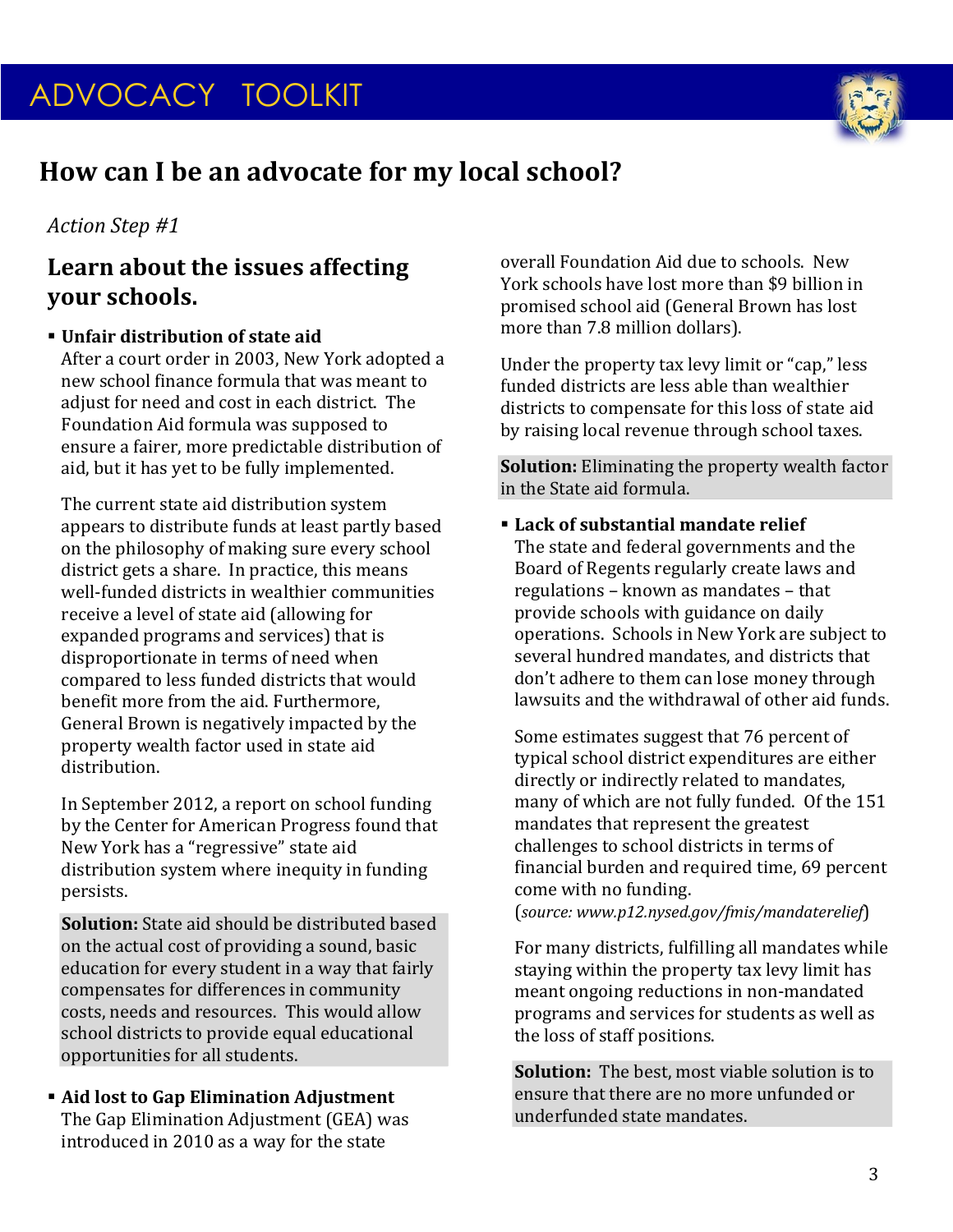# ADVOCACY TOOLKIT

## How can I be an advocate for my local school?

*Action Step #1*

### Learn about the issues affecting your schools.

- **Unfair distribution of state aid**

  After a court order in 2003, New York adopted a new school finance formula that was meant to adjust for need and cost in each district. The Foundation Aid formula was supposed to ensure a fairer, more predictable distribution of aid, but it has yet to be fully implemented.

  The current state aid distribution system appears to distribute funds at least partly based on the philosophy of making sure every school district gets a share. In practice, this means well-funded districts in wealthier communities receive a level of state aid (allowing for expanded programs and services) that is disproportionate in terms of need when compared to less funded districts that would benefit more from the aid. Furthermore, General Brown is negatively impacted by the property wealth factor used in state aid distribution.

  In September 2012, a report on school funding by the Center for American Progress found that New York has a "regressive" state aid distribution system where inequity in funding persists.

  **Solution:** State aid should be distributed based on the actual cost of providing a sound, basic education for every student in a way that fairly compensates for differences in community costs, needs and resources. This would allow school districts to provide equal educational opportunities for all students.

- **Aid lost to Gap Elimination Adjustment**

  The Gap Elimination Adjustment (GEA) was introduced in 2010 as a way for the state overall Foundation Aid due to schools. New York schools have lost more than $9 billion in promised school aid (General Brown has lost more than 7.8 million dollars).

  Under the property tax levy limit or "cap," less funded districts are less able than wealthier districts to compensate for this loss of state aid by raising local revenue through school taxes.

  **Solution:** Eliminating the property wealth factor in the State aid formula.

- **Lack of substantial mandate relief**

  The state and federal governments and the Board of Regents regularly create laws and regulations – known as mandates – that provide schools with guidance on daily operations. Schools in New York are subject to several hundred mandates, and districts that don't adhere to them can lose money through lawsuits and the withdrawal of other aid funds.

  Some estimates suggest that 76 percent of typical school district expenditures are either directly or indirectly related to mandates, many of which are not fully funded. Of the 151 mandates that represent the greatest challenges to school districts in terms of financial burden and required time, 69 percent come with no funding.
  (*source: www.p12.nysed.gov/fmis/mandaterelief*)

  For many districts, fulfilling all mandates while staying within the property tax levy limit has meant ongoing reductions in non-mandated programs and services for students as well as the loss of staff positions.

  **Solution:** The best, most viable solution is to ensure that there are no more unfunded or underfunded state mandates.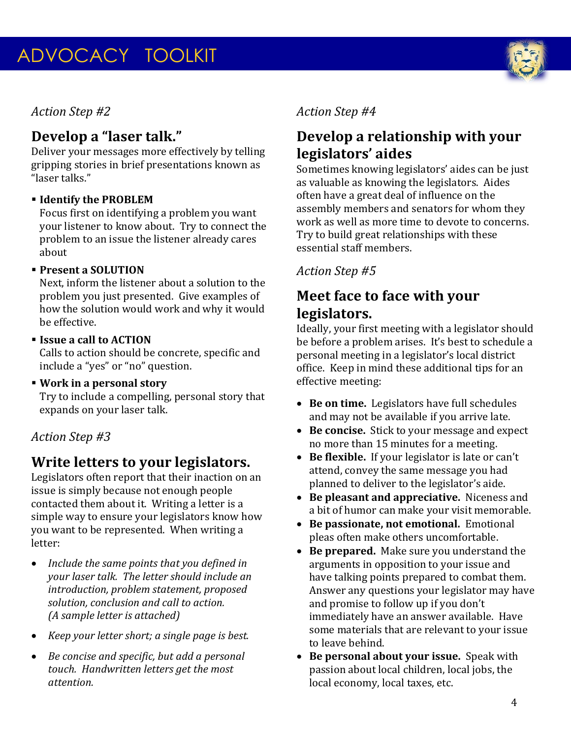*Action Step #2*

## Develop a "laser talk."

Deliver your messages more effectively by telling gripping stories in brief presentations known as "laser talks."

- **Identify the PROBLEM**
  Focus first on identifying a problem you want your listener to know about. Try to connect the problem to an issue the listener already cares about
- **Present a SOLUTION**
  Next, inform the listener about a solution to the problem you just presented. Give examples of how the solution would work and why it would be effective.
- **Issue a call to ACTION**
  Calls to action should be concrete, specific and include a "yes" or "no" question.
- **Work in a personal story**
  Try to include a compelling, personal story that expands on your laser talk.

*Action Step #3*

## Write letters to your legislators.

Legislators often report that their inaction on an issue is simply because not enough people contacted them about it. Writing a letter is a simple way to ensure your legislators know how you want to be represented. When writing a letter:

- *Include the same points that you defined in your laser talk. The letter should include an introduction, problem statement, proposed solution, conclusion and call to action. (A sample letter is attached)*
- *Keep your letter short; a single page is best.*
- *Be concise and specific, but add a personal touch. Handwritten letters get the most attention.*

*Action Step #4*

## Develop a relationship with your legislators' aides

Sometimes knowing legislators' aides can be just as valuable as knowing the legislators. Aides often have a great deal of influence on the assembly members and senators for whom they work as well as more time to devote to concerns. Try to build great relationships with these essential staff members.

*Action Step #5*

## Meet face to face with your legislators.

Ideally, your first meeting with a legislator should be before a problem arises. It's best to schedule a personal meeting in a legislator's local district office. Keep in mind these additional tips for an effective meeting:

- **Be on time.** Legislators have full schedules and may not be available if you arrive late.
- **Be concise.** Stick to your message and expect no more than 15 minutes for a meeting.
- **Be flexible.** If your legislator is late or can't attend, convey the same message you had planned to deliver to the legislator's aide.
- **Be pleasant and appreciative.** Niceness and a bit of humor can make your visit memorable.
- **Be passionate, not emotional.** Emotional pleas often make others uncomfortable.
- **Be prepared.** Make sure you understand the arguments in opposition to your issue and have talking points prepared to combat them. Answer any questions your legislator may have and promise to follow up if you don't immediately have an answer available. Have some materials that are relevant to your issue to leave behind.
- **Be personal about your issue.** Speak with passion about local children, local jobs, the local economy, local taxes, etc.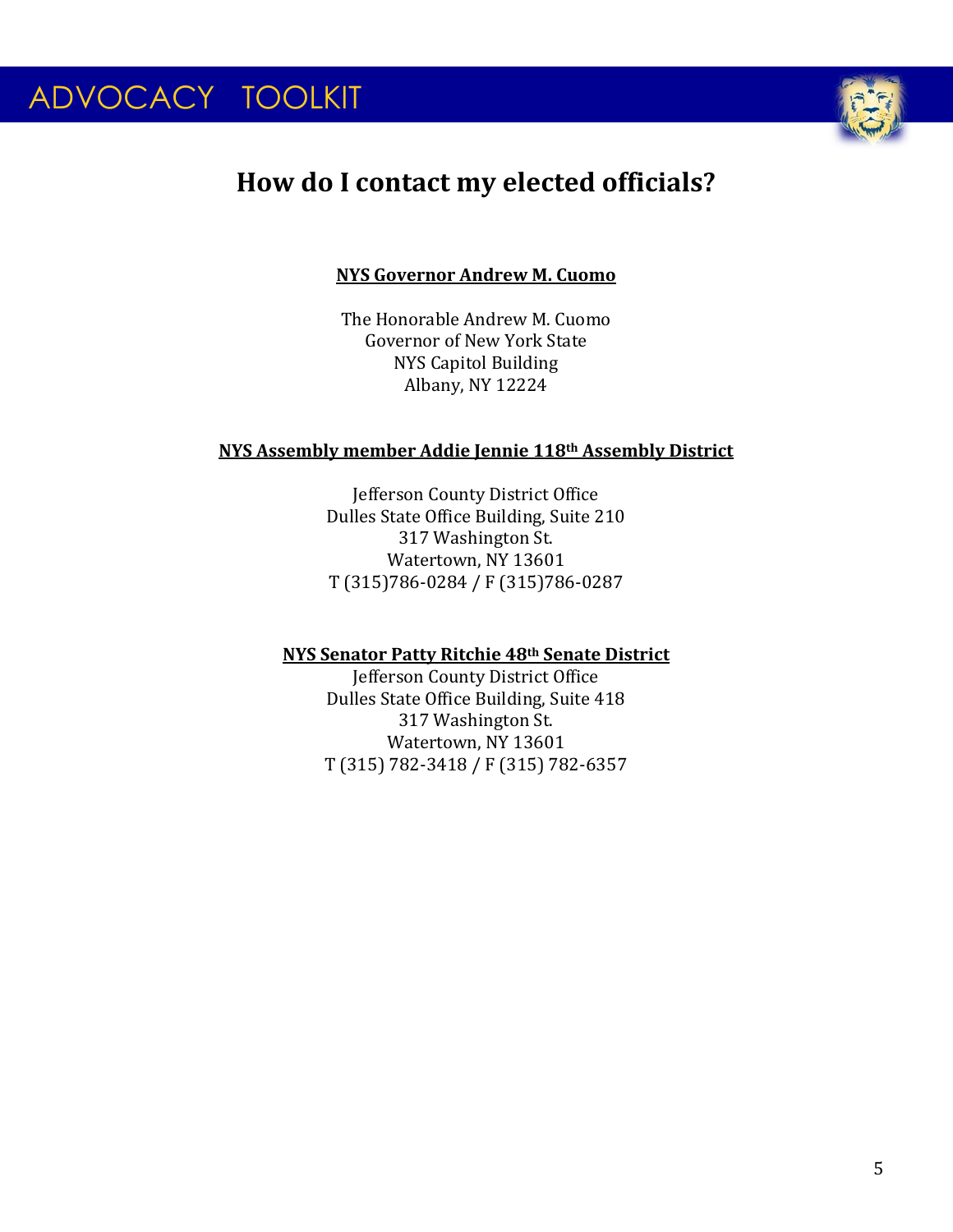# How do I contact my elected officials?

**NYS Governor Andrew M. Cuomo**

The Honorable Andrew M. Cuomo
Governor of New York State
NYS Capitol Building
Albany, NY 12224

**NYS Assembly member Addie Jennie 118th Assembly District**

Jefferson County District Office
Dulles State Office Building, Suite 210
317 Washington St.
Watertown, NY 13601
T (315)786-0284 / F (315)786-0287

**NYS Senator Patty Ritchie 48th Senate District**

Jefferson County District Office
Dulles State Office Building, Suite 418
317 Washington St.
Watertown, NY 13601
T (315) 782-3418 / F (315) 782-6357